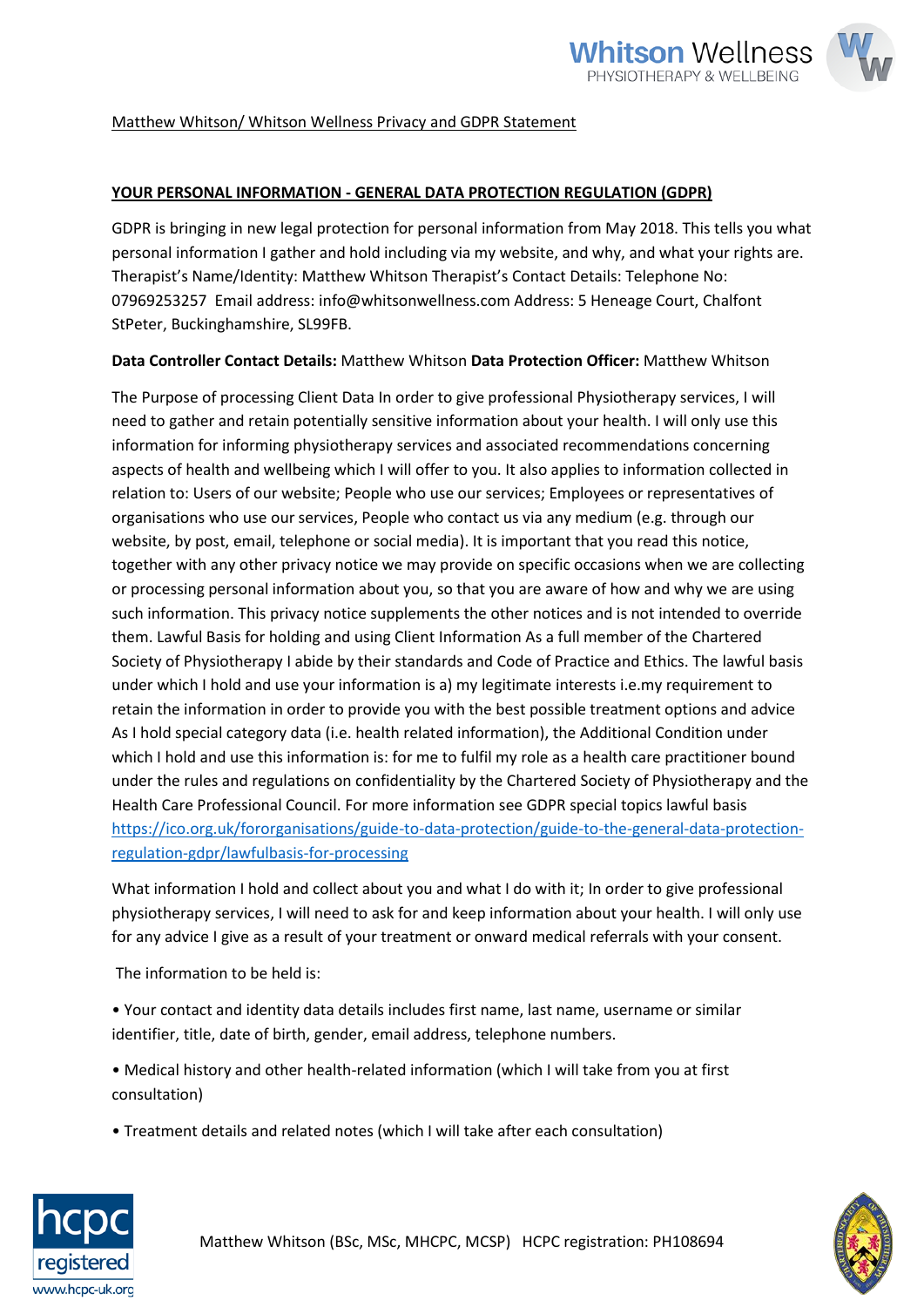Matthew Whitson/ Whitson Wellness Privacy and GDPR Statement

## YOUR PERSONAL INFORMATION - GENERAL DATA PROTECTION REGULATION (GDPR)

GDPR is bringing in new legal protection for personal information from May 2018. This tells you what personal information I gather and hold including via my website, and why, and what your rights are. Therapist's Name/Identity: Matthew Whitson Therapist's Contact Details: Telephone No: 07969253257 Email address: info@whitsonwellness.com Address: 5 Heneage Court, Chalfont StPeter, Buckinghamshire, SL99FB.

**Data Controller Contact Details:** Matthew Whitson **Data Protection Officer:** Matthew Whitson

The Purpose of processing Client Data In order to give professional Physiotherapy services, I will need to gather and retain potentially sensitive information about your health. I will only use this information for informing physiotherapy services and associated recommendations concerning aspects of health and wellbeing which I will offer to you. It also applies to information collected in relation to: Users of our website; People who use our services; Employees or representatives of organisations who use our services, People who contact us via any medium (e.g. through our website, by post, email, telephone or social media). It is important that you read this notice, together with any other privacy notice we may provide on specific occasions when we are collecting or processing personal information about you, so that you are aware of how and why we are using such information. This privacy notice supplements the other notices and is not intended to override them. Lawful Basis for holding and using Client Information As a full member of the Chartered Society of Physiotherapy I abide by their standards and Code of Practice and Ethics. The lawful basis under which I hold and use your information is a) my legitimate interests i.e.my requirement to retain the information in order to provide you with the best possible treatment options and advice As I hold special category data (i.e. health related information), the Additional Condition under which I hold and use this information is: for me to fulfil my role as a health care practitioner bound under the rules and regulations on confidentiality by the Chartered Society of Physiotherapy and the Health Care Professional Council. For more information see GDPR special topics lawful basis https://ico.org.uk/fororganisations/guide-to-data-protection/guide-to-the-general-data-protection-regulation-gdpr/lawfulbasis-for-processing

What information I hold and collect about you and what I do with it; In order to give professional physiotherapy services, I will need to ask for and keep information about your health. I will only use for any advice I give as a result of your treatment or onward medical referrals with your consent.

The information to be held is:

- Your contact and identity data details includes first name, last name, username or similar identifier, title, date of birth, gender, email address, telephone numbers.
- Medical history and other health-related information (which I will take from you at first consultation)
- Treatment details and related notes (which I will take after each consultation)

Matthew Whitson (BSc, MSc, MHCPC, MCSP) HCPC registration: PH108694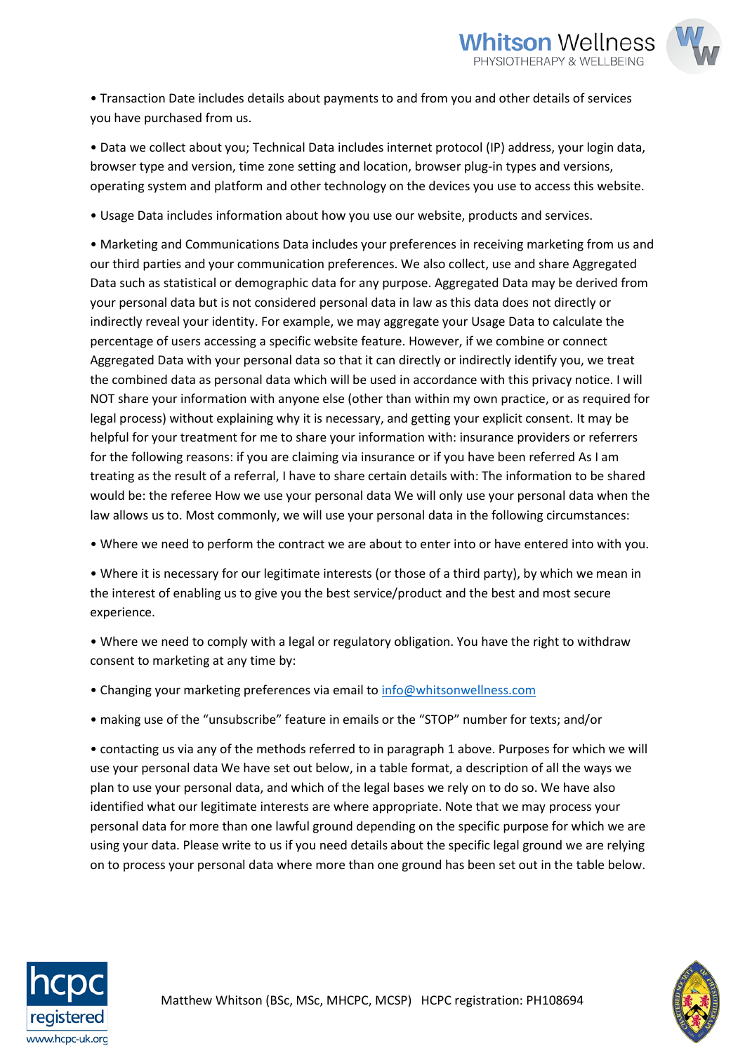• Transaction Date includes details about payments to and from you and other details of services you have purchased from us.

• Data we collect about you; Technical Data includes internet protocol (IP) address, your login data, browser type and version, time zone setting and location, browser plug-in types and versions, operating system and platform and other technology on the devices you use to access this website.

• Usage Data includes information about how you use our website, products and services.

• Marketing and Communications Data includes your preferences in receiving marketing from us and our third parties and your communication preferences. We also collect, use and share Aggregated Data such as statistical or demographic data for any purpose. Aggregated Data may be derived from your personal data but is not considered personal data in law as this data does not directly or indirectly reveal your identity. For example, we may aggregate your Usage Data to calculate the percentage of users accessing a specific website feature. However, if we combine or connect Aggregated Data with your personal data so that it can directly or indirectly identify you, we treat the combined data as personal data which will be used in accordance with this privacy notice. I will NOT share your information with anyone else (other than within my own practice, or as required for legal process) without explaining why it is necessary, and getting your explicit consent. It may be helpful for your treatment for me to share your information with: insurance providers or referrers for the following reasons: if you are claiming via insurance or if you have been referred As I am treating as the result of a referral, I have to share certain details with: The information to be shared would be: the referee How we use your personal data We will only use your personal data when the law allows us to. Most commonly, we will use your personal data in the following circumstances:

• Where we need to perform the contract we are about to enter into or have entered into with you.

• Where it is necessary for our legitimate interests (or those of a third party), by which we mean in the interest of enabling us to give you the best service/product and the best and most secure experience.

• Where we need to comply with a legal or regulatory obligation. You have the right to withdraw consent to marketing at any time by:

• Changing your marketing preferences via email to info@whitsonwellness.com

• making use of the “unsubscribe” feature in emails or the “STOP” number for texts; and/or

• contacting us via any of the methods referred to in paragraph 1 above. Purposes for which we will use your personal data We have set out below, in a table format, a description of all the ways we plan to use your personal data, and which of the legal bases we rely on to do so. We have also identified what our legitimate interests are where appropriate. Note that we may process your personal data for more than one lawful ground depending on the specific purpose for which we are using your data. Please write to us if you need details about the specific legal ground we are relying on to process your personal data where more than one ground has been set out in the table below.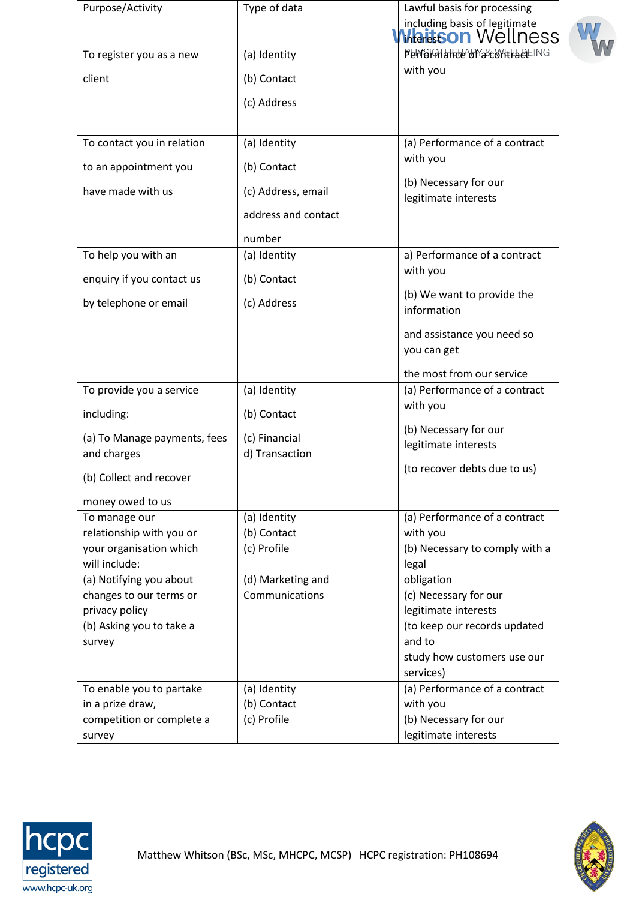| Purpose/Activity | Type of data | Lawful basis for processing including basis of legitimate interest |
|---|---|---|
| To register you as a new client | (a) Identity<br>(b) Contact<br>(c) Address | Performance of a contract with you |
| To contact you in relation to an appointment you have made with us | (a) Identity<br>(b) Contact<br>(c) Address, email address and contact number | (a) Performance of a contract with you<br>(b) Necessary for our legitimate interests |
| To help you with an enquiry if you contact us by telephone or email | (a) Identity<br>(b) Contact<br>(c) Address | a) Performance of a contract with you<br>(b) We want to provide the information and assistance you need so you can get the most from our service |
| To provide you a service including:<br>(a) To Manage payments, fees and charges<br>(b) Collect and recover money owed to us | (a) Identity<br>(b) Contact<br>(c) Financial<br>d) Transaction | (a) Performance of a contract with you<br>(b) Necessary for our legitimate interests<br>(to recover debts due to us) |
| To manage our relationship with you or your organisation which will include:<br>(a) Notifying you about changes to our terms or privacy policy<br>(b) Asking you to take a survey | (a) Identity<br>(b) Contact<br>(c) Profile<br>(d) Marketing and Communications | (a) Performance of a contract with you<br>(b) Necessary to comply with a legal obligation<br>(c) Necessary for our legitimate interests (to keep our records updated and to study how customers use our services) |
| To enable you to partake in a prize draw, competition or complete a survey | (a) Identity<br>(b) Contact<br>(c) Profile | (a) Performance of a contract with you<br>(b) Necessary for our legitimate interests |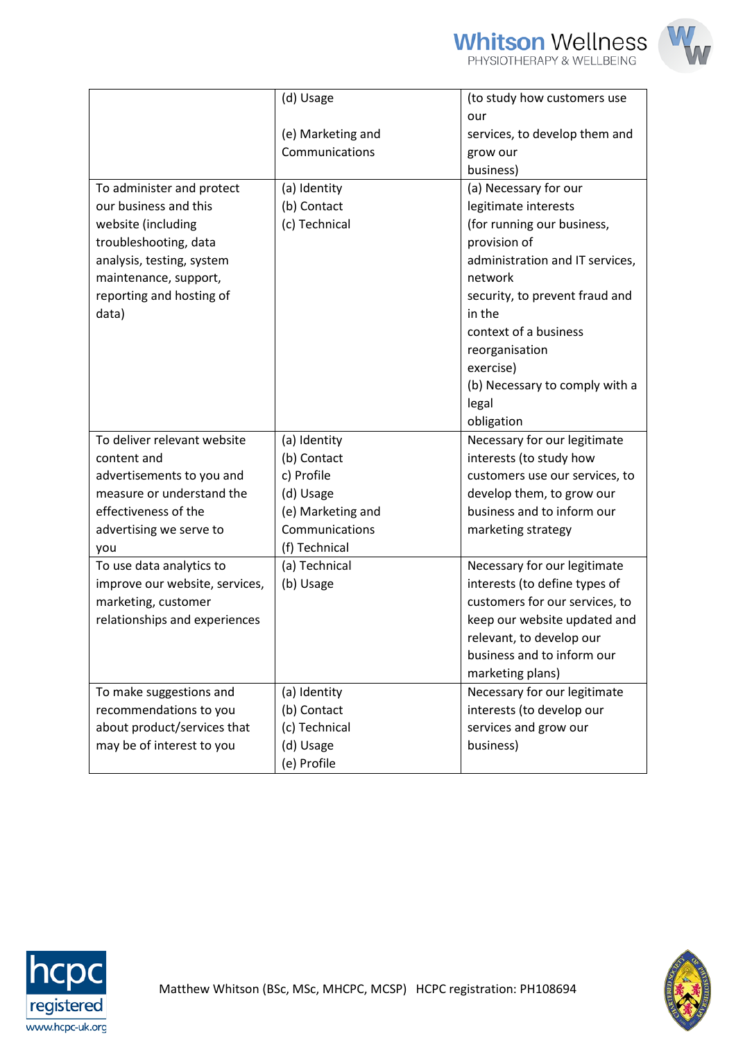| | | |
|---|---|---|
| | (d) Usage<br><br>(e) Marketing and Communications | (to study how customers use our services, to develop them and grow our business) |
| To administer and protect our business and this website (including troubleshooting, data analysis, testing, system maintenance, support, reporting and hosting of data) | (a) Identity<br>(b) Contact<br>(c) Technical | (a) Necessary for our legitimate interests (for running our business, provision of administration and IT services, network security, to prevent fraud and in the context of a business reorganisation exercise)<br>(b) Necessary to comply with a legal obligation |
| To deliver relevant website content and advertisements to you and measure or understand the effectiveness of the advertising we serve to you | (a) Identity<br>(b) Contact<br>c) Profile<br>(d) Usage<br>(e) Marketing and Communications<br>(f) Technical | Necessary for our legitimate interests (to study how customers use our services, to develop them, to grow our business and to inform our marketing strategy |
| To use data analytics to improve our website, services, marketing, customer relationships and experiences | (a) Technical<br>(b) Usage | Necessary for our legitimate interests (to define types of customers for our services, to keep our website updated and relevant, to develop our business and to inform our marketing plans) |
| To make suggestions and recommendations to you about product/services that may be of interest to you | (a) Identity<br>(b) Contact<br>(c) Technical<br>(d) Usage<br>(e) Profile | Necessary for our legitimate interests (to develop our services and grow our business) |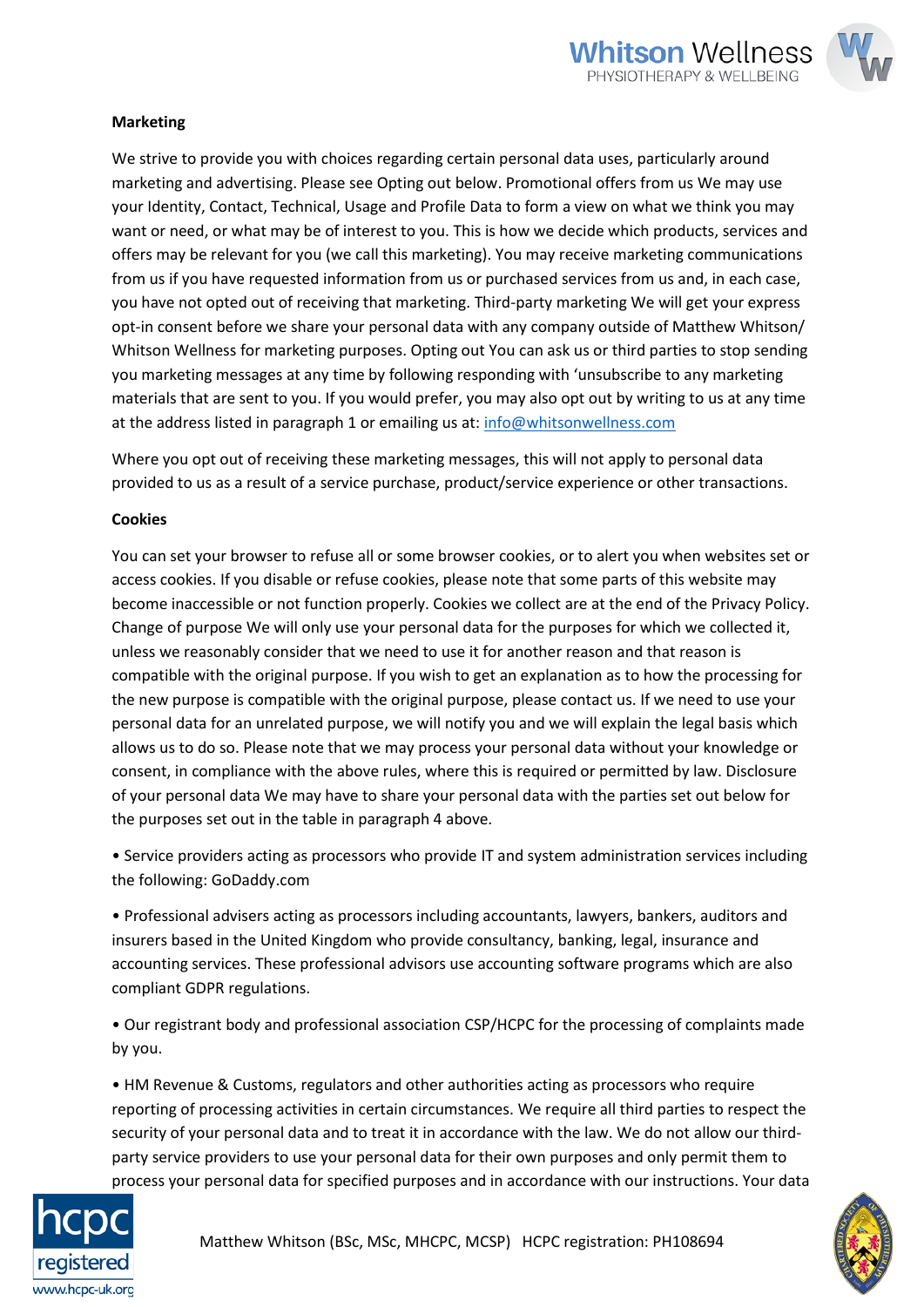**Marketing**

We strive to provide you with choices regarding certain personal data uses, particularly around marketing and advertising. Please see Opting out below. Promotional offers from us We may use your Identity, Contact, Technical, Usage and Profile Data to form a view on what we think you may want or need, or what may be of interest to you. This is how we decide which products, services and offers may be relevant for you (we call this marketing). You may receive marketing communications from us if you have requested information from us or purchased services from us and, in each case, you have not opted out of receiving that marketing. Third-party marketing We will get your express opt-in consent before we share your personal data with any company outside of Matthew Whitson/ Whitson Wellness for marketing purposes. Opting out You can ask us or third parties to stop sending you marketing messages at any time by following responding with 'unsubscribe to any marketing materials that are sent to you. If you would prefer, you may also opt out by writing to us at any time at the address listed in paragraph 1 or emailing us at: info@whitsonwellness.com

Where you opt out of receiving these marketing messages, this will not apply to personal data provided to us as a result of a service purchase, product/service experience or other transactions.

**Cookies**

You can set your browser to refuse all or some browser cookies, or to alert you when websites set or access cookies. If you disable or refuse cookies, please note that some parts of this website may become inaccessible or not function properly. Cookies we collect are at the end of the Privacy Policy. Change of purpose We will only use your personal data for the purposes for which we collected it, unless we reasonably consider that we need to use it for another reason and that reason is compatible with the original purpose. If you wish to get an explanation as to how the processing for the new purpose is compatible with the original purpose, please contact us. If we need to use your personal data for an unrelated purpose, we will notify you and we will explain the legal basis which allows us to do so. Please note that we may process your personal data without your knowledge or consent, in compliance with the above rules, where this is required or permitted by law. Disclosure of your personal data We may have to share your personal data with the parties set out below for the purposes set out in the table in paragraph 4 above.

• Service providers acting as processors who provide IT and system administration services including the following: GoDaddy.com

• Professional advisers acting as processors including accountants, lawyers, bankers, auditors and insurers based in the United Kingdom who provide consultancy, banking, legal, insurance and accounting services. These professional advisors use accounting software programs which are also compliant GDPR regulations.

• Our registrant body and professional association CSP/HCPC for the processing of complaints made by you.

• HM Revenue & Customs, regulators and other authorities acting as processors who require reporting of processing activities in certain circumstances. We require all third parties to respect the security of your personal data and to treat it in accordance with the law. We do not allow our third-party service providers to use your personal data for their own purposes and only permit them to process your personal data for specified purposes and in accordance with our instructions. Your data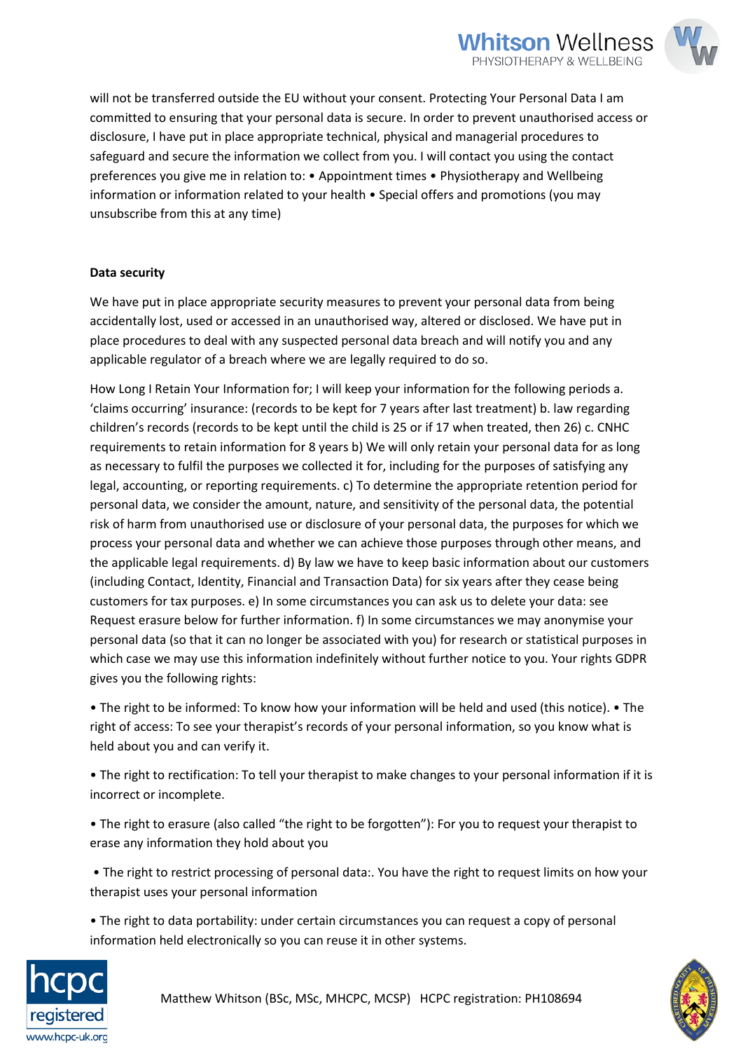will not be transferred outside the EU without your consent. Protecting Your Personal Data I am committed to ensuring that your personal data is secure. In order to prevent unauthorised access or disclosure, I have put in place appropriate technical, physical and managerial procedures to safeguard and secure the information we collect from you. I will contact you using the contact preferences you give me in relation to: • Appointment times • Physiotherapy and Wellbeing information or information related to your health • Special offers and promotions (you may unsubscribe from this at any time)

**Data security**

We have put in place appropriate security measures to prevent your personal data from being accidentally lost, used or accessed in an unauthorised way, altered or disclosed. We have put in place procedures to deal with any suspected personal data breach and will notify you and any applicable regulator of a breach where we are legally required to do so.

How Long I Retain Your Information for; I will keep your information for the following periods a. 'claims occurring' insurance: (records to be kept for 7 years after last treatment) b. law regarding children's records (records to be kept until the child is 25 or if 17 when treated, then 26) c. CNHC requirements to retain information for 8 years b) We will only retain your personal data for as long as necessary to fulfil the purposes we collected it for, including for the purposes of satisfying any legal, accounting, or reporting requirements. c) To determine the appropriate retention period for personal data, we consider the amount, nature, and sensitivity of the personal data, the potential risk of harm from unauthorised use or disclosure of your personal data, the purposes for which we process your personal data and whether we can achieve those purposes through other means, and the applicable legal requirements. d) By law we have to keep basic information about our customers (including Contact, Identity, Financial and Transaction Data) for six years after they cease being customers for tax purposes. e) In some circumstances you can ask us to delete your data: see Request erasure below for further information. f) In some circumstances we may anonymise your personal data (so that it can no longer be associated with you) for research or statistical purposes in which case we may use this information indefinitely without further notice to you. Your rights GDPR gives you the following rights:

• The right to be informed: To know how your information will be held and used (this notice). • The right of access: To see your therapist's records of your personal information, so you know what is held about you and can verify it.

• The right to rectification: To tell your therapist to make changes to your personal information if it is incorrect or incomplete.

• The right to erasure (also called "the right to be forgotten"): For you to request your therapist to erase any information they hold about you

• The right to restrict processing of personal data:. You have the right to request limits on how your therapist uses your personal information

• The right to data portability: under certain circumstances you can request a copy of personal information held electronically so you can reuse it in other systems.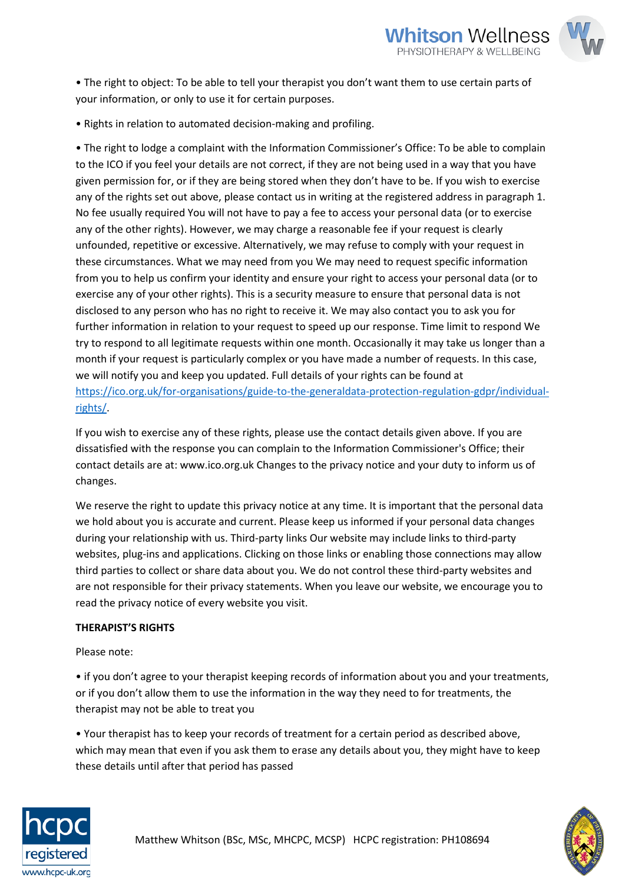• The right to object: To be able to tell your therapist you don't want them to use certain parts of your information, or only to use it for certain purposes.

• Rights in relation to automated decision-making and profiling.

• The right to lodge a complaint with the Information Commissioner's Office: To be able to complain to the ICO if you feel your details are not correct, if they are not being used in a way that you have given permission for, or if they are being stored when they don't have to be. If you wish to exercise any of the rights set out above, please contact us in writing at the registered address in paragraph 1. No fee usually required You will not have to pay a fee to access your personal data (or to exercise any of the other rights). However, we may charge a reasonable fee if your request is clearly unfounded, repetitive or excessive. Alternatively, we may refuse to comply with your request in these circumstances. What we may need from you We may need to request specific information from you to help us confirm your identity and ensure your right to access your personal data (or to exercise any of your other rights). This is a security measure to ensure that personal data is not disclosed to any person who has no right to receive it. We may also contact you to ask you for further information in relation to your request to speed up our response. Time limit to respond We try to respond to all legitimate requests within one month. Occasionally it may take us longer than a month if your request is particularly complex or you have made a number of requests. In this case, we will notify you and keep you updated. Full details of your rights can be found at https://ico.org.uk/for-organisations/guide-to-the-generaldata-protection-regulation-gdpr/individual-rights/.

If you wish to exercise any of these rights, please use the contact details given above. If you are dissatisfied with the response you can complain to the Information Commissioner's Office; their contact details are at: www.ico.org.uk Changes to the privacy notice and your duty to inform us of changes.

We reserve the right to update this privacy notice at any time. It is important that the personal data we hold about you is accurate and current. Please keep us informed if your personal data changes during your relationship with us. Third-party links Our website may include links to third-party websites, plug-ins and applications. Clicking on those links or enabling those connections may allow third parties to collect or share data about you. We do not control these third-party websites and are not responsible for their privacy statements. When you leave our website, we encourage you to read the privacy notice of every website you visit.

**THERAPIST'S RIGHTS**

Please note:

• if you don't agree to your therapist keeping records of information about you and your treatments, or if you don't allow them to use the information in the way they need to for treatments, the therapist may not be able to treat you

• Your therapist has to keep your records of treatment for a certain period as described above, which may mean that even if you ask them to erase any details about you, they might have to keep these details until after that period has passed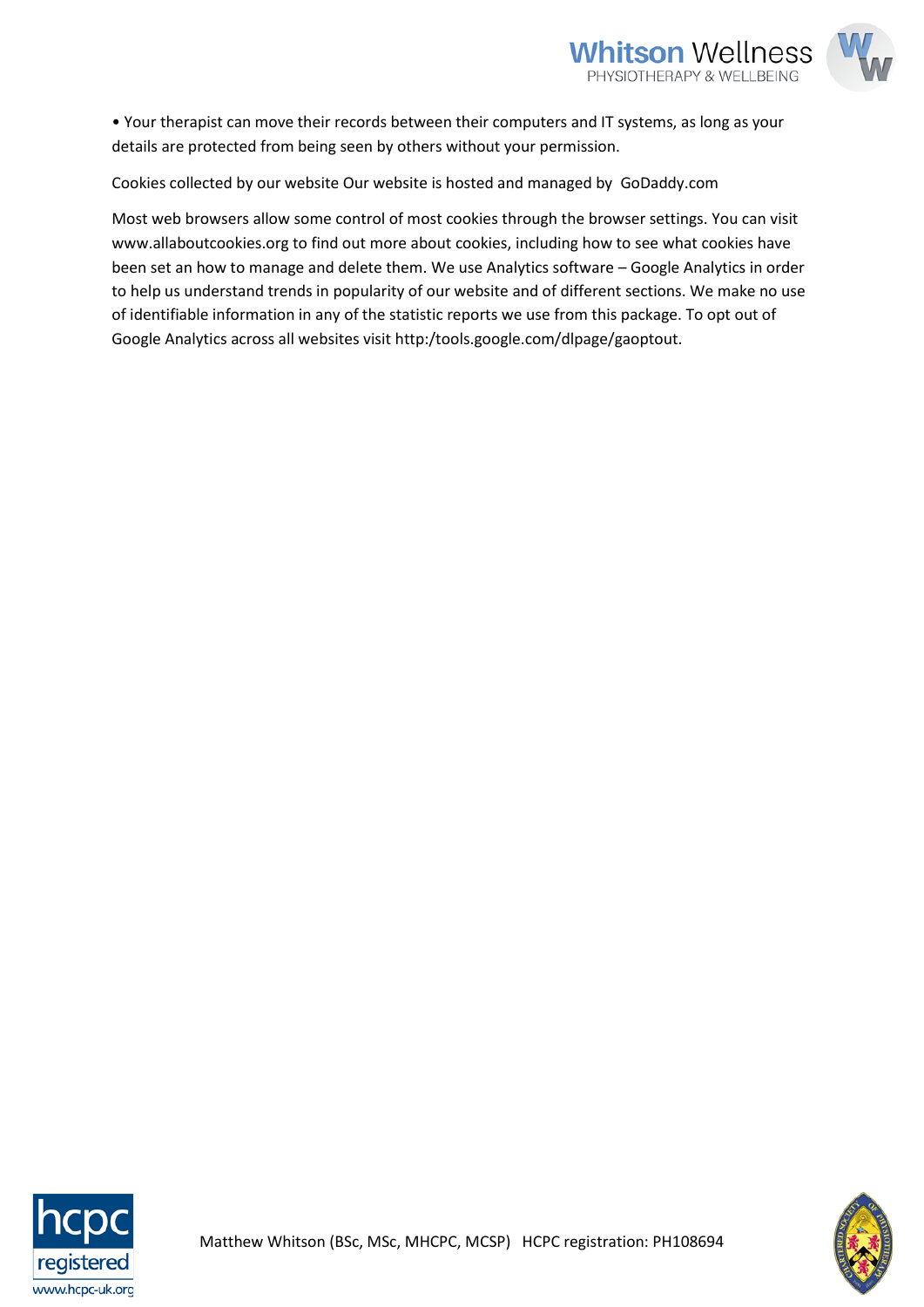• Your therapist can move their records between their computers and IT systems, as long as your details are protected from being seen by others without your permission.

Cookies collected by our website Our website is hosted and managed by GoDaddy.com

Most web browsers allow some control of most cookies through the browser settings. You can visit www.allaboutcookies.org to find out more about cookies, including how to see what cookies have been set an how to manage and delete them. We use Analytics software – Google Analytics in order to help us understand trends in popularity of our website and of different sections. We make no use of identifiable information in any of the statistic reports we use from this package. To opt out of Google Analytics across all websites visit http:/tools.google.com/dlpage/gaoptout.